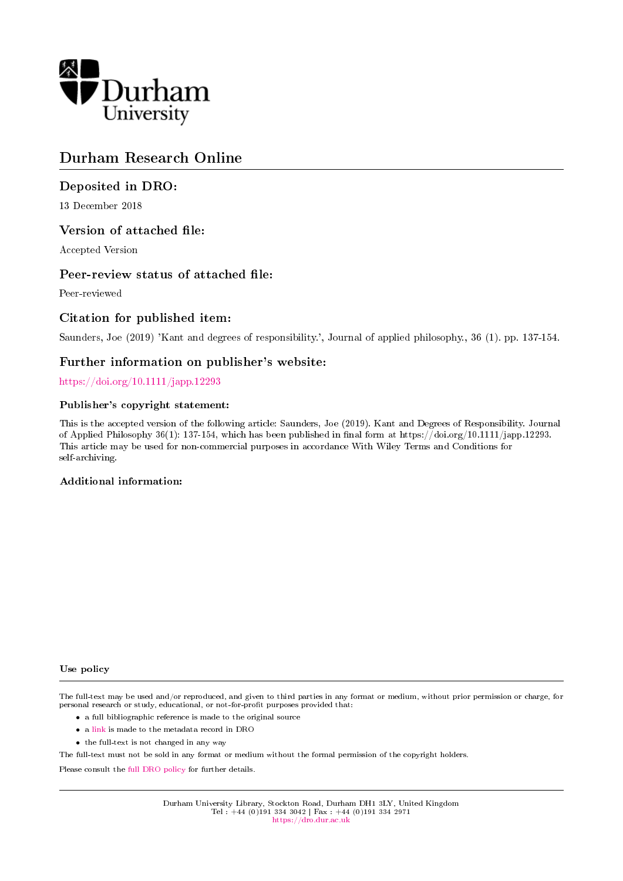Durham University

# Durham Research Online

## Deposited in DRO:

13 December 2018

## Version of attached file:

Accepted Version

## Peer-review status of attached file:

Peer-reviewed

## Citation for published item:

Saunders, Joe (2019) 'Kant and degrees of responsibility.', Journal of applied philosophy., 36 (1). pp. 137-154.

## Further information on publisher's website:

https://doi.org/10.1111/japp.12293

### Publisher's copyright statement:

This is the accepted version of the following article: Saunders, Joe (2019). Kant and Degrees of Responsibility. Journal of Applied Philosophy 36(1): 137-154, which has been published in final form at https://doi.org/10.1111/japp.12293. This article may be used for non-commercial purposes in accordance With Wiley Terms and Conditions for self-archiving.

### Additional information:

### Use policy

The full-text may be used and/or reproduced, and given to third parties in any format or medium, without prior permission or charge, for personal research or study, educational, or not-for-profit purposes provided that:

- a full bibliographic reference is made to the original source
- a link is made to the metadata record in DRO
- the full-text is not changed in any way

The full-text must not be sold in any format or medium without the formal permission of the copyright holders.

Please consult the full DRO policy for further details.

Durham University Library, Stockton Road, Durham DH1 3LY, United Kingdom
Tel : +44 (0)191 334 3042 | Fax : +44 (0)191 334 2971
https://dro.dur.ac.uk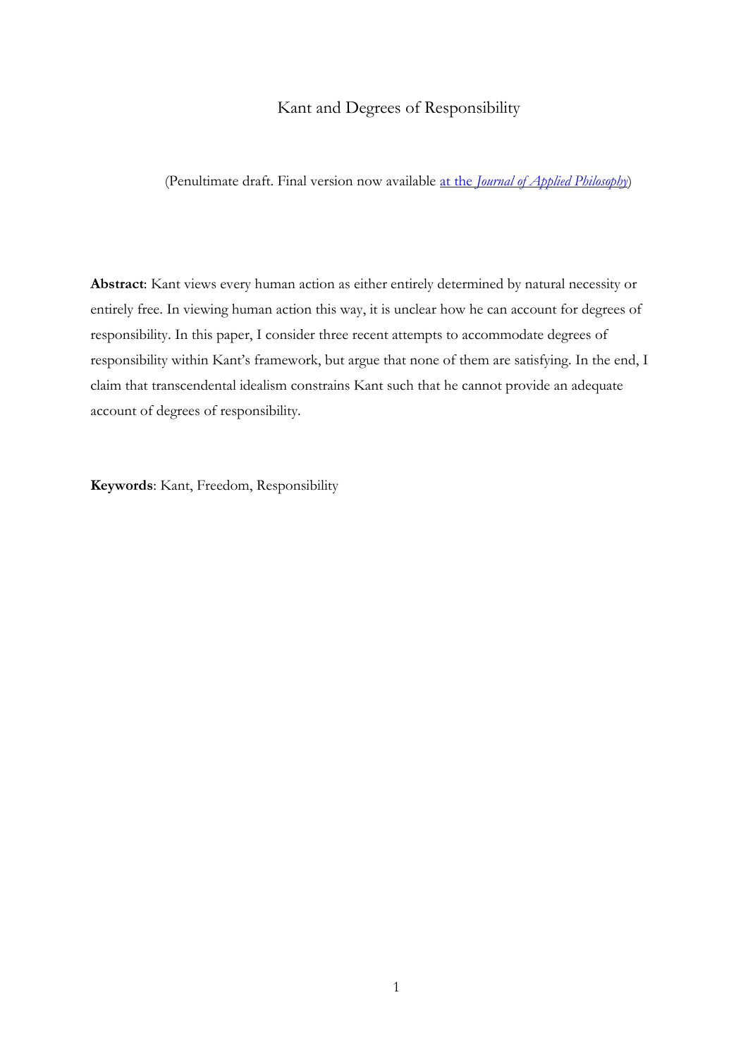Kant and Degrees of Responsibility

(Penultimate draft. Final version now available [at the *Journal of Applied Philosophy*])

**Abstract**: Kant views every human action as either entirely determined by natural necessity or entirely free. In viewing human action this way, it is unclear how he can account for degrees of responsibility. In this paper, I consider three recent attempts to accommodate degrees of responsibility within Kant's framework, but argue that none of them are satisfying. In the end, I claim that transcendental idealism constrains Kant such that he cannot provide an adequate account of degrees of responsibility.

**Keywords**: Kant, Freedom, Responsibility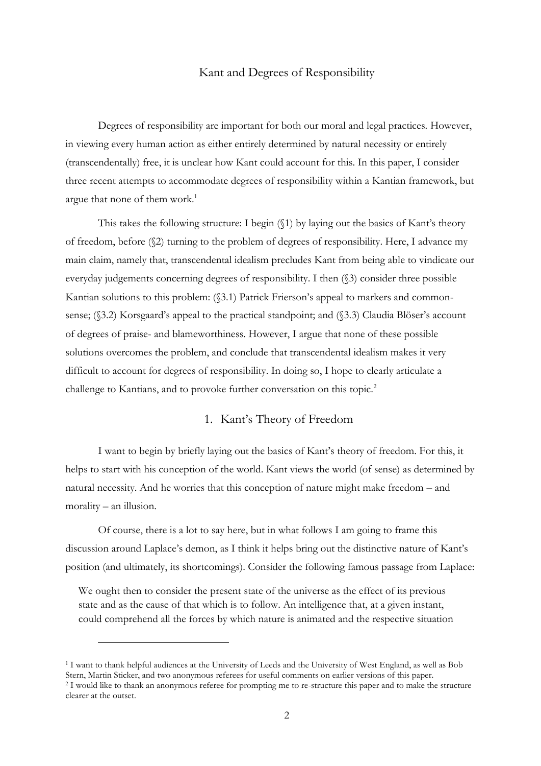# Kant and Degrees of Responsibility

Degrees of responsibility are important for both our moral and legal practices. However, in viewing every human action as either entirely determined by natural necessity or entirely (transcendentally) free, it is unclear how Kant could account for this. In this paper, I consider three recent attempts to accommodate degrees of responsibility within a Kantian framework, but argue that none of them work.[1]

This takes the following structure: I begin (§1) by laying out the basics of Kant's theory of freedom, before (§2) turning to the problem of degrees of responsibility. Here, I advance my main claim, namely that, transcendental idealism precludes Kant from being able to vindicate our everyday judgements concerning degrees of responsibility. I then (§3) consider three possible Kantian solutions to this problem: (§3.1) Patrick Frierson's appeal to markers and common-sense; (§3.2) Korsgaard's appeal to the practical standpoint; and (§3.3) Claudia Blöser's account of degrees of praise- and blameworthiness. However, I argue that none of these possible solutions overcomes the problem, and conclude that transcendental idealism makes it very difficult to account for degrees of responsibility. In doing so, I hope to clearly articulate a challenge to Kantians, and to provoke further conversation on this topic.[2]

## 1. Kant's Theory of Freedom

I want to begin by briefly laying out the basics of Kant's theory of freedom. For this, it helps to start with his conception of the world. Kant views the world (of sense) as determined by natural necessity. And he worries that this conception of nature might make freedom – and morality – an illusion.

Of course, there is a lot to say here, but in what follows I am going to frame this discussion around Laplace's demon, as I think it helps bring out the distinctive nature of Kant's position (and ultimately, its shortcomings). Consider the following famous passage from Laplace:

> We ought then to consider the present state of the universe as the effect of its previous state and as the cause of that which is to follow. An intelligence that, at a given instant, could comprehend all the forces by which nature is animated and the respective situation

[1] I want to thank helpful audiences at the University of Leeds and the University of West England, as well as Bob Stern, Martin Sticker, and two anonymous referees for useful comments on earlier versions of this paper.

[2] I would like to thank an anonymous referee for prompting me to re-structure this paper and to make the structure clearer at the outset.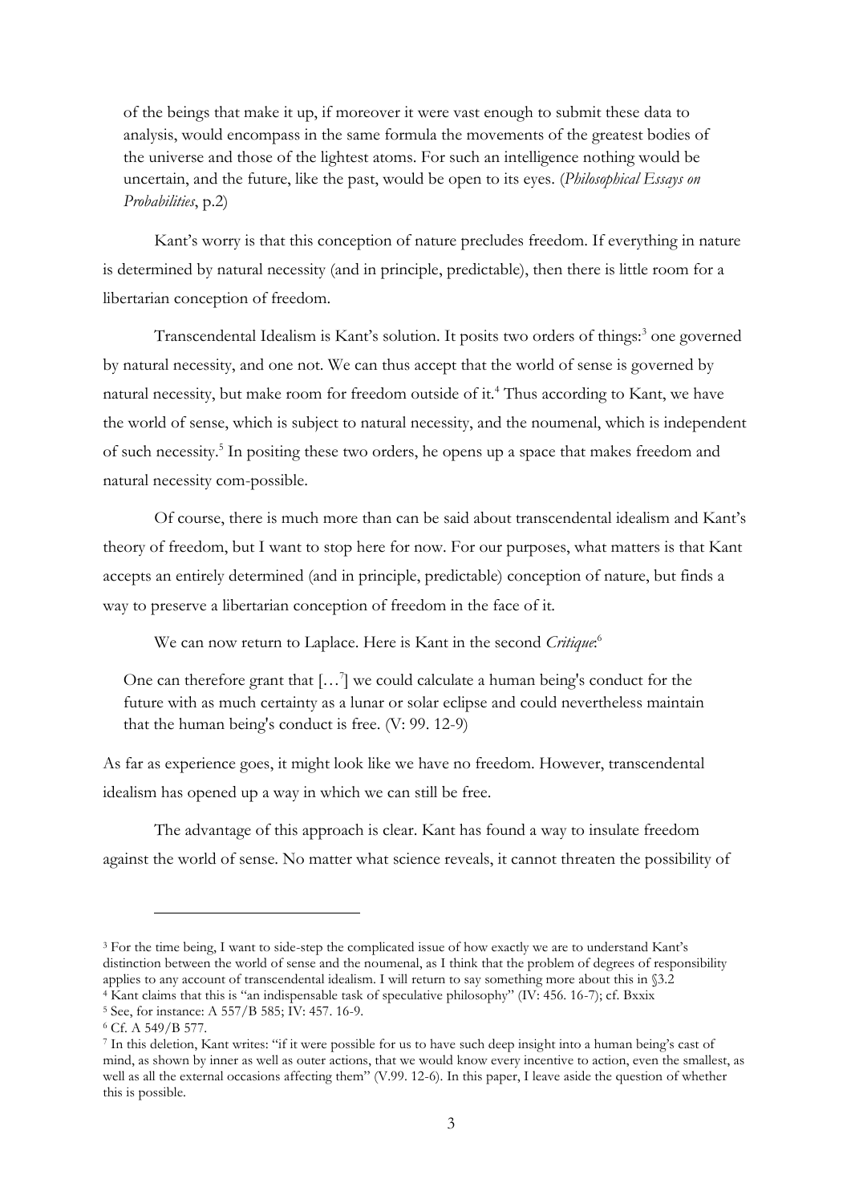> of the beings that make it up, if moreover it were vast enough to submit these data to analysis, would encompass in the same formula the movements of the greatest bodies of the universe and those of the lightest atoms. For such an intelligence nothing would be uncertain, and the future, like the past, would be open to its eyes. (*Philosophical Essays on Probabilities*, p.2)

Kant's worry is that this conception of nature precludes freedom. If everything in nature is determined by natural necessity (and in principle, predictable), then there is little room for a libertarian conception of freedom.

Transcendental Idealism is Kant's solution. It posits two orders of things:[3] one governed by natural necessity, and one not. We can thus accept that the world of sense is governed by natural necessity, but make room for freedom outside of it.[4] Thus according to Kant, we have the world of sense, which is subject to natural necessity, and the noumenal, which is independent of such necessity.[5] In positing these two orders, he opens up a space that makes freedom and natural necessity com-possible.

Of course, there is much more than can be said about transcendental idealism and Kant's theory of freedom, but I want to stop here for now. For our purposes, what matters is that Kant accepts an entirely determined (and in principle, predictable) conception of nature, but finds a way to preserve a libertarian conception of freedom in the face of it.

We can now return to Laplace. Here is Kant in the second *Critique*:[6]

> One can therefore grant that [...[7]] we could calculate a human being's conduct for the future with as much certainty as a lunar or solar eclipse and could nevertheless maintain that the human being's conduct is free. (V: 99. 12-9)

As far as experience goes, it might look like we have no freedom. However, transcendental idealism has opened up a way in which we can still be free.

The advantage of this approach is clear. Kant has found a way to insulate freedom against the world of sense. No matter what science reveals, it cannot threaten the possibility of

---

[3] For the time being, I want to side-step the complicated issue of how exactly we are to understand Kant's distinction between the world of sense and the noumenal, as I think that the problem of degrees of responsibility applies to any account of transcendental idealism. I will return to say something more about this in §3.2

[4] Kant claims that this is "an indispensable task of speculative philosophy" (IV: 456. 16-7); cf. Bxxix

[5] See, for instance: A 557/B 585; IV: 457. 16-9.

[6] Cf. A 549/B 577.

[7] In this deletion, Kant writes: "if it were possible for us to have such deep insight into a human being's cast of mind, as shown by inner as well as outer actions, that we would know every incentive to action, even the smallest, as well as all the external occasions affecting them" (V.99. 12-6). In this paper, I leave aside the question of whether this is possible.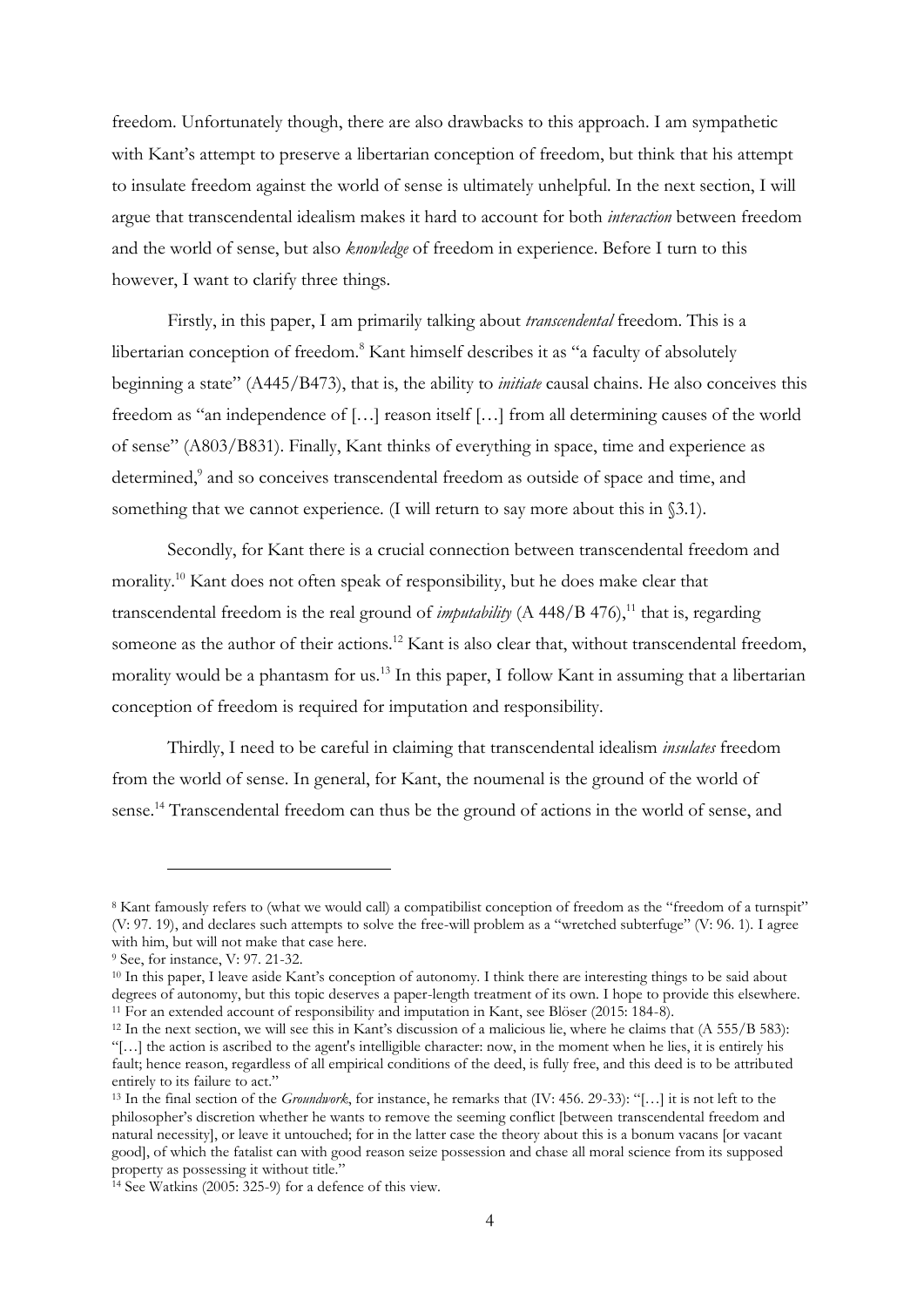freedom. Unfortunately though, there are also drawbacks to this approach. I am sympathetic with Kant's attempt to preserve a libertarian conception of freedom, but think that his attempt to insulate freedom against the world of sense is ultimately unhelpful. In the next section, I will argue that transcendental idealism makes it hard to account for both *interaction* between freedom and the world of sense, but also *knowledge* of freedom in experience. Before I turn to this however, I want to clarify three things.

Firstly, in this paper, I am primarily talking about *transcendental* freedom. This is a libertarian conception of freedom.[8] Kant himself describes it as "a faculty of absolutely beginning a state" (A445/B473), that is, the ability to *initiate* causal chains. He also conceives this freedom as "an independence of […] reason itself […] from all determining causes of the world of sense" (A803/B831). Finally, Kant thinks of everything in space, time and experience as determined,[9] and so conceives transcendental freedom as outside of space and time, and something that we cannot experience. (I will return to say more about this in §3.1).

Secondly, for Kant there is a crucial connection between transcendental freedom and morality.[10] Kant does not often speak of responsibility, but he does make clear that transcendental freedom is the real ground of *imputability* (A 448/B 476),[11] that is, regarding someone as the author of their actions.[12] Kant is also clear that, without transcendental freedom, morality would be a phantasm for us.[13] In this paper, I follow Kant in assuming that a libertarian conception of freedom is required for imputation and responsibility.

Thirdly, I need to be careful in claiming that transcendental idealism *insulates* freedom from the world of sense. In general, for Kant, the noumenal is the ground of the world of sense.[14] Transcendental freedom can thus be the ground of actions in the world of sense, and

---

[8] Kant famously refers to (what we would call) a compatibilist conception of freedom as the "freedom of a turnspit" (V: 97. 19), and declares such attempts to solve the free-will problem as a "wretched subterfuge" (V: 96. 1). I agree with him, but will not make that case here.

[9] See, for instance, V: 97. 21-32.

[10] In this paper, I leave aside Kant's conception of autonomy. I think there are interesting things to be said about degrees of autonomy, but this topic deserves a paper-length treatment of its own. I hope to provide this elsewhere.

[11] For an extended account of responsibility and imputation in Kant, see Blöser (2015: 184-8).

[12] In the next section, we will see this in Kant's discussion of a malicious lie, where he claims that (A 555/B 583): "[…] the action is ascribed to the agent's intelligible character: now, in the moment when he lies, it is entirely his fault; hence reason, regardless of all empirical conditions of the deed, is fully free, and this deed is to be attributed entirely to its failure to act."

[13] In the final section of the *Groundwork*, for instance, he remarks that (IV: 456. 29-33): "[…] it is not left to the philosopher's discretion whether he wants to remove the seeming conflict [between transcendental freedom and natural necessity], or leave it untouched; for in the latter case the theory about this is a bonum vacans [or vacant good], of which the fatalist can with good reason seize possession and chase all moral science from its supposed property as possessing it without title."

[14] See Watkins (2005: 325-9) for a defence of this view.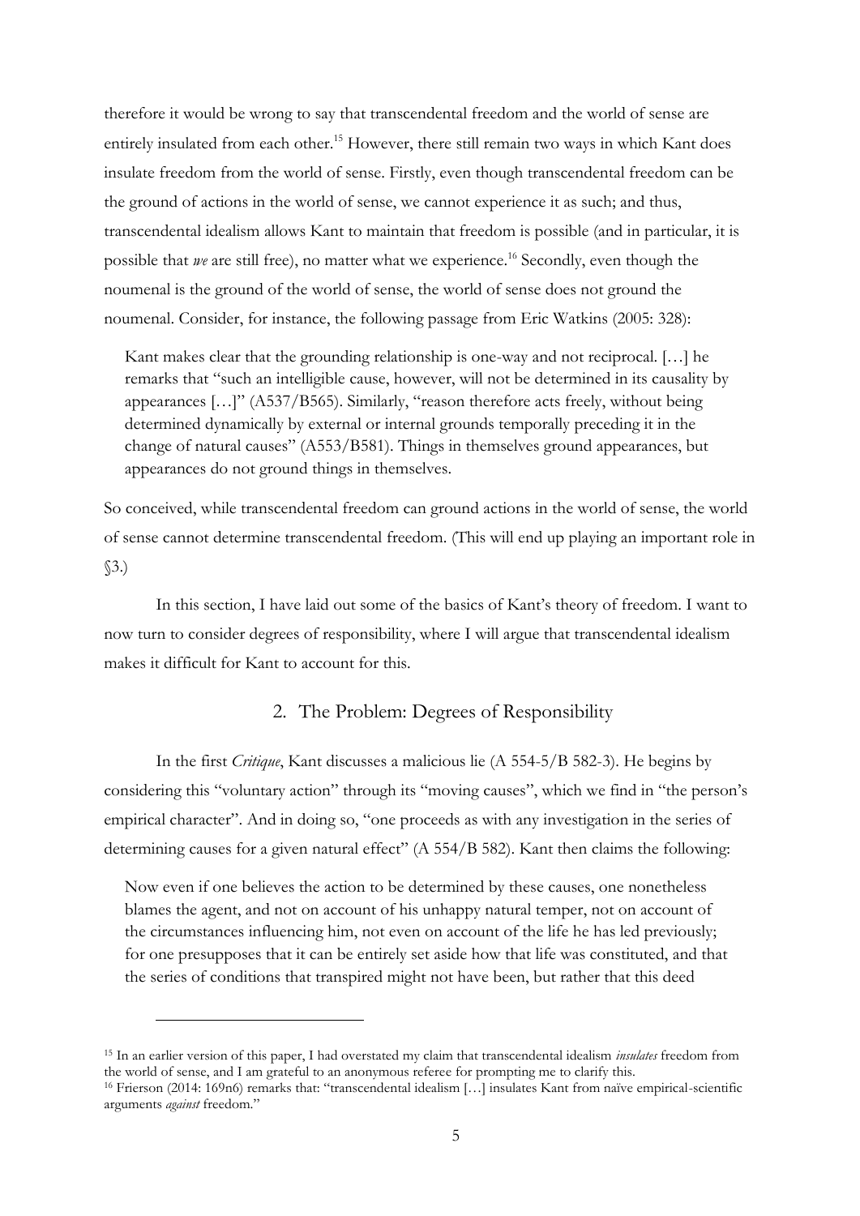therefore it would be wrong to say that transcendental freedom and the world of sense are entirely insulated from each other.[15] However, there still remain two ways in which Kant does insulate freedom from the world of sense. Firstly, even though transcendental freedom can be the ground of actions in the world of sense, we cannot experience it as such; and thus, transcendental idealism allows Kant to maintain that freedom is possible (and in particular, it is possible that *we* are still free), no matter what we experience.[16] Secondly, even though the noumenal is the ground of the world of sense, the world of sense does not ground the noumenal. Consider, for instance, the following passage from Eric Watkins (2005: 328):

> Kant makes clear that the grounding relationship is one-way and not reciprocal. […] he remarks that "such an intelligible cause, however, will not be determined in its causality by appearances […]" (A537/B565). Similarly, "reason therefore acts freely, without being determined dynamically by external or internal grounds temporally preceding it in the change of natural causes" (A553/B581). Things in themselves ground appearances, but appearances do not ground things in themselves.

So conceived, while transcendental freedom can ground actions in the world of sense, the world of sense cannot determine transcendental freedom. (This will end up playing an important role in §3.)

In this section, I have laid out some of the basics of Kant's theory of freedom. I want to now turn to consider degrees of responsibility, where I will argue that transcendental idealism makes it difficult for Kant to account for this.

## 2. The Problem: Degrees of Responsibility

In the first *Critique*, Kant discusses a malicious lie (A 554-5/B 582-3). He begins by considering this "voluntary action" through its "moving causes", which we find in "the person's empirical character". And in doing so, "one proceeds as with any investigation in the series of determining causes for a given natural effect" (A 554/B 582). Kant then claims the following:

> Now even if one believes the action to be determined by these causes, one nonetheless blames the agent, and not on account of his unhappy natural temper, not on account of the circumstances influencing him, not even on account of the life he has led previously; for one presupposes that it can be entirely set aside how that life was constituted, and that the series of conditions that transpired might not have been, but rather that this deed

---

[15] In an earlier version of this paper, I had overstated my claim that transcendental idealism *insulates* freedom from the world of sense, and I am grateful to an anonymous referee for prompting me to clarify this.

[16] Frierson (2014: 169n6) remarks that: "transcendental idealism […] insulates Kant from naïve empirical-scientific arguments *against* freedom."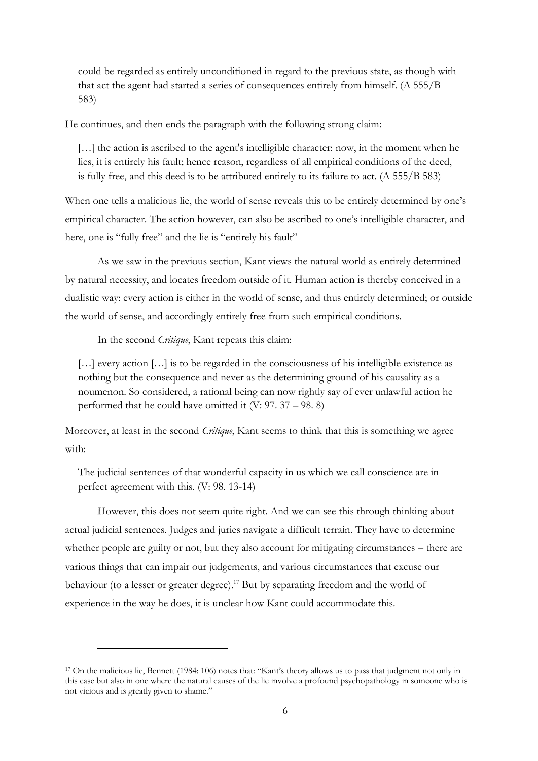> could be regarded as entirely unconditioned in regard to the previous state, as though with that act the agent had started a series of consequences entirely from himself. (A 555/B 583)

He continues, and then ends the paragraph with the following strong claim:

> […] the action is ascribed to the agent's intelligible character: now, in the moment when he lies, it is entirely his fault; hence reason, regardless of all empirical conditions of the deed, is fully free, and this deed is to be attributed entirely to its failure to act. (A 555/B 583)

When one tells a malicious lie, the world of sense reveals this to be entirely determined by one's empirical character. The action however, can also be ascribed to one's intelligible character, and here, one is "fully free" and the lie is "entirely his fault"

As we saw in the previous section, Kant views the natural world as entirely determined by natural necessity, and locates freedom outside of it. Human action is thereby conceived in a dualistic way: every action is either in the world of sense, and thus entirely determined; or outside the world of sense, and accordingly entirely free from such empirical conditions.

In the second *Critique*, Kant repeats this claim:

> […] every action […] is to be regarded in the consciousness of his intelligible existence as nothing but the consequence and never as the determining ground of his causality as a noumenon. So considered, a rational being can now rightly say of ever unlawful action he performed that he could have omitted it (V: 97. 37 – 98. 8)

Moreover, at least in the second *Critique*, Kant seems to think that this is something we agree with:

> The judicial sentences of that wonderful capacity in us which we call conscience are in perfect agreement with this. (V: 98. 13-14)

However, this does not seem quite right. And we can see this through thinking about actual judicial sentences. Judges and juries navigate a difficult terrain. They have to determine whether people are guilty or not, but they also account for mitigating circumstances – there are various things that can impair our judgements, and various circumstances that excuse our behaviour (to a lesser or greater degree).[17] But by separating freedom and the world of experience in the way he does, it is unclear how Kant could accommodate this.

[17] On the malicious lie, Bennett (1984: 106) notes that: "Kant's theory allows us to pass that judgment not only in this case but also in one where the natural causes of the lie involve a profound psychopathology in someone who is not vicious and is greatly given to shame."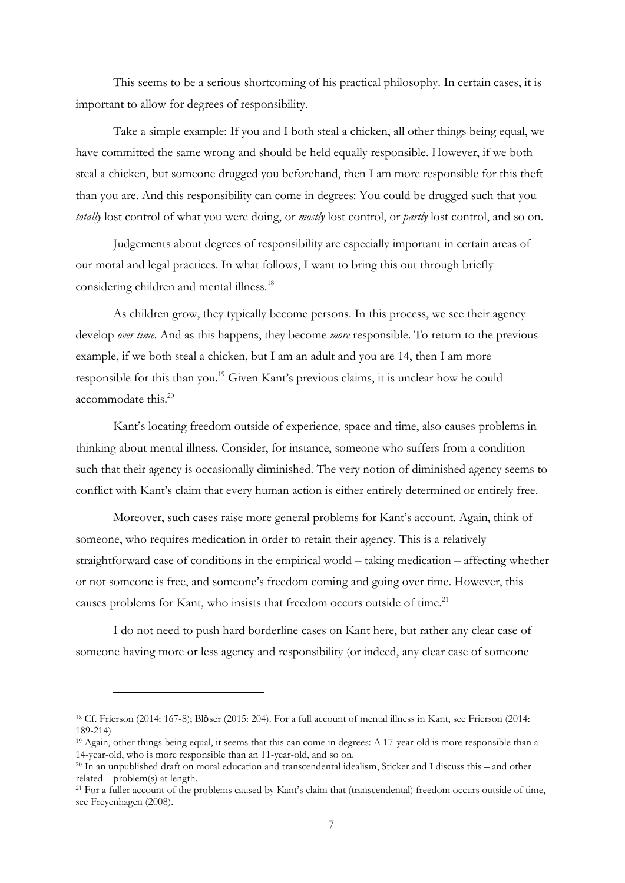This seems to be a serious shortcoming of his practical philosophy. In certain cases, it is important to allow for degrees of responsibility.

Take a simple example: If you and I both steal a chicken, all other things being equal, we have committed the same wrong and should be held equally responsible. However, if we both steal a chicken, but someone drugged you beforehand, then I am more responsible for this theft than you are. And this responsibility can come in degrees: You could be drugged such that you *totally* lost control of what you were doing, or *mostly* lost control, or *partly* lost control, and so on.

Judgements about degrees of responsibility are especially important in certain areas of our moral and legal practices. In what follows, I want to bring this out through briefly considering children and mental illness.[18]

As children grow, they typically become persons. In this process, we see their agency develop *over time*. And as this happens, they become *more* responsible. To return to the previous example, if we both steal a chicken, but I am an adult and you are 14, then I am more responsible for this than you.[19] Given Kant's previous claims, it is unclear how he could accommodate this.[20]

Kant's locating freedom outside of experience, space and time, also causes problems in thinking about mental illness. Consider, for instance, someone who suffers from a condition such that their agency is occasionally diminished. The very notion of diminished agency seems to conflict with Kant's claim that every human action is either entirely determined or entirely free.

Moreover, such cases raise more general problems for Kant's account. Again, think of someone, who requires medication in order to retain their agency. This is a relatively straightforward case of conditions in the empirical world – taking medication – affecting whether or not someone is free, and someone's freedom coming and going over time. However, this causes problems for Kant, who insists that freedom occurs outside of time.[21]

I do not need to push hard borderline cases on Kant here, but rather any clear case of someone having more or less agency and responsibility (or indeed, any clear case of someone

---

[18] Cf. Frierson (2014: 167-8); Blöser (2015: 204). For a full account of mental illness in Kant, see Frierson (2014: 189-214)

[19] Again, other things being equal, it seems that this can come in degrees: A 17-year-old is more responsible than a 14-year-old, who is more responsible than an 11-year-old, and so on.

[20] In an unpublished draft on moral education and transcendental idealism, Sticker and I discuss this – and other related – problem(s) at length.

[21] For a fuller account of the problems caused by Kant's claim that (transcendental) freedom occurs outside of time, see Freyenhagen (2008).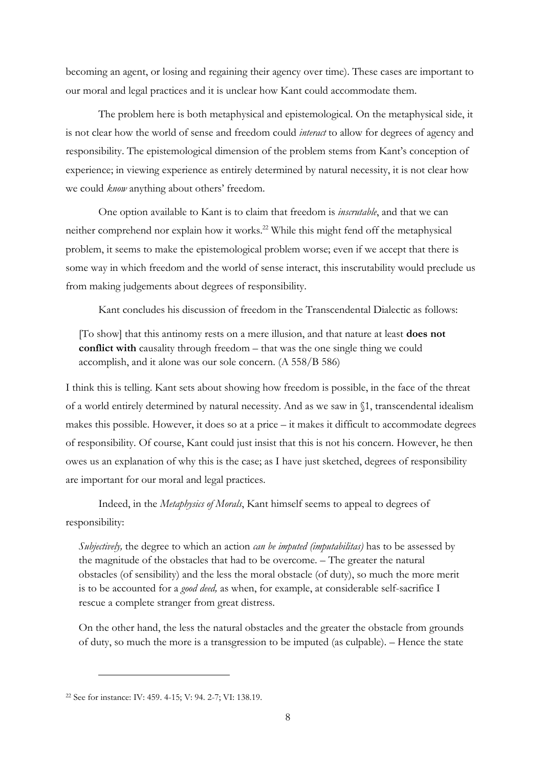becoming an agent, or losing and regaining their agency over time). These cases are important to our moral and legal practices and it is unclear how Kant could accommodate them.

The problem here is both metaphysical and epistemological. On the metaphysical side, it is not clear how the world of sense and freedom could *interact* to allow for degrees of agency and responsibility. The epistemological dimension of the problem stems from Kant's conception of experience; in viewing experience as entirely determined by natural necessity, it is not clear how we could *know* anything about others' freedom.

One option available to Kant is to claim that freedom is *inscrutable*, and that we can neither comprehend nor explain how it works.[22] While this might fend off the metaphysical problem, it seems to make the epistemological problem worse; even if we accept that there is some way in which freedom and the world of sense interact, this inscrutability would preclude us from making judgements about degrees of responsibility.

Kant concludes his discussion of freedom in the Transcendental Dialectic as follows:

> [To show] that this antinomy rests on a mere illusion, and that nature at least **does not conflict with** causality through freedom – that was the one single thing we could accomplish, and it alone was our sole concern. (A 558/B 586)

I think this is telling. Kant sets about showing how freedom is possible, in the face of the threat of a world entirely determined by natural necessity. And as we saw in §1, transcendental idealism makes this possible. However, it does so at a price – it makes it difficult to accommodate degrees of responsibility. Of course, Kant could just insist that this is not his concern. However, he then owes us an explanation of why this is the case; as I have just sketched, degrees of responsibility are important for our moral and legal practices.

Indeed, in the *Metaphysics of Morals*, Kant himself seems to appeal to degrees of responsibility:

> *Subjectively,* the degree to which an action *can be imputed (imputabilitas)* has to be assessed by the magnitude of the obstacles that had to be overcome. – The greater the natural obstacles (of sensibility) and the less the moral obstacle (of duty), so much the more merit is to be accounted for a *good deed,* as when, for example, at considerable self-sacrifice I rescue a complete stranger from great distress.
>
> On the other hand, the less the natural obstacles and the greater the obstacle from grounds of duty, so much the more is a transgression to be imputed (as culpable). – Hence the state

[22] See for instance: IV: 459. 4-15; V: 94. 2-7; VI: 138.19.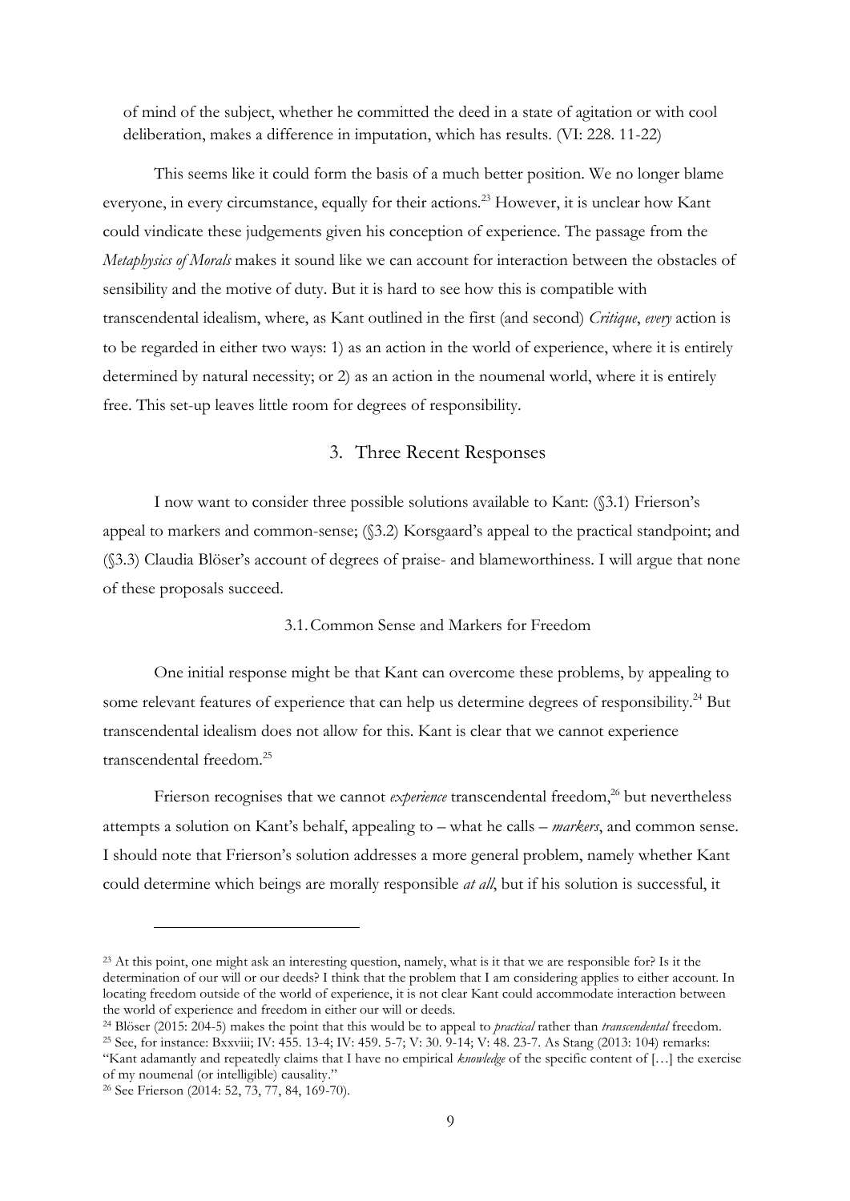of mind of the subject, whether he committed the deed in a state of agitation or with cool deliberation, makes a difference in imputation, which has results. (VI: 228. 11-22)

This seems like it could form the basis of a much better position. We no longer blame everyone, in every circumstance, equally for their actions.[23] However, it is unclear how Kant could vindicate these judgements given his conception of experience. The passage from the *Metaphysics of Morals* makes it sound like we can account for interaction between the obstacles of sensibility and the motive of duty. But it is hard to see how this is compatible with transcendental idealism, where, as Kant outlined in the first (and second) *Critique*, *every* action is to be regarded in either two ways: 1) as an action in the world of experience, where it is entirely determined by natural necessity; or 2) as an action in the noumenal world, where it is entirely free. This set-up leaves little room for degrees of responsibility.

## 3. Three Recent Responses

I now want to consider three possible solutions available to Kant: (§3.1) Frierson's appeal to markers and common-sense; (§3.2) Korsgaard's appeal to the practical standpoint; and (§3.3) Claudia Blöser's account of degrees of praise- and blameworthiness. I will argue that none of these proposals succeed.

### 3.1. Common Sense and Markers for Freedom

One initial response might be that Kant can overcome these problems, by appealing to some relevant features of experience that can help us determine degrees of responsibility.[24] But transcendental idealism does not allow for this. Kant is clear that we cannot experience transcendental freedom.[25]

Frierson recognises that we cannot *experience* transcendental freedom,[26] but nevertheless attempts a solution on Kant's behalf, appealing to – what he calls – *markers*, and common sense. I should note that Frierson's solution addresses a more general problem, namely whether Kant could determine which beings are morally responsible *at all*, but if his solution is successful, it

---

[23] At this point, one might ask an interesting question, namely, what is it that we are responsible for? Is it the determination of our will or our deeds? I think that the problem that I am considering applies to either account. In locating freedom outside of the world of experience, it is not clear Kant could accommodate interaction between the world of experience and freedom in either our will or deeds.

[24] Blöser (2015: 204-5) makes the point that this would be to appeal to *practical* rather than *transcendental* freedom.

[25] See, for instance: Bxxviii; IV: 455. 13-4; IV: 459. 5-7; V: 30. 9-14; V: 48. 23-7. As Stang (2013: 104) remarks: "Kant adamantly and repeatedly claims that I have no empirical *knowledge* of the specific content of […] the exercise of my noumenal (or intelligible) causality."

[26] See Frierson (2014: 52, 73, 77, 84, 169-70).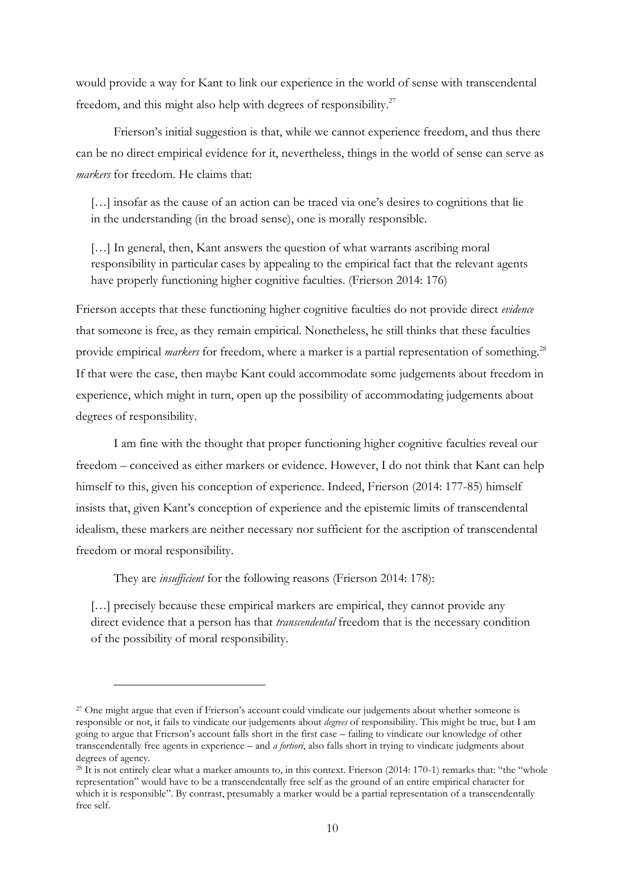would provide a way for Kant to link our experience in the world of sense with transcendental freedom, and this might also help with degrees of responsibility.[27]

Frierson's initial suggestion is that, while we cannot experience freedom, and thus there can be no direct empirical evidence for it, nevertheless, things in the world of sense can serve as *markers* for freedom. He claims that:

> […] insofar as the cause of an action can be traced via one's desires to cognitions that lie in the understanding (in the broad sense), one is morally responsible.
>
> […] In general, then, Kant answers the question of what warrants ascribing moral responsibility in particular cases by appealing to the empirical fact that the relevant agents have properly functioning higher cognitive faculties. (Frierson 2014: 176)

Frierson accepts that these functioning higher cognitive faculties do not provide direct *evidence* that someone is free, as they remain empirical. Nonetheless, he still thinks that these faculties provide empirical *markers* for freedom, where a marker is a partial representation of something.[28] If that were the case, then maybe Kant could accommodate some judgements about freedom in experience, which might in turn, open up the possibility of accommodating judgements about degrees of responsibility.

I am fine with the thought that proper functioning higher cognitive faculties reveal our freedom – conceived as either markers or evidence. However, I do not think that Kant can help himself to this, given his conception of experience. Indeed, Frierson (2014: 177-85) himself insists that, given Kant's conception of experience and the epistemic limits of transcendental idealism, these markers are neither necessary nor sufficient for the ascription of transcendental freedom or moral responsibility.

They are *insufficient* for the following reasons (Frierson 2014: 178):

> […] precisely because these empirical markers are empirical, they cannot provide any direct evidence that a person has that *transcendental* freedom that is the necessary condition of the possibility of moral responsibility.

---

[27] One might argue that even if Frierson's account could vindicate our judgements about whether someone is responsible or not, it fails to vindicate our judgements about *degrees* of responsibility. This might be true, but I am going to argue that Frierson's account falls short in the first case – failing to vindicate our knowledge of other transcendentally free agents in experience – and *a fortiori*, also falls short in trying to vindicate judgments about degrees of agency.

[28] It is not entirely clear what a marker amounts to, in this context. Frierson (2014: 170-1) remarks that: "the "whole representation" would have to be a transcendentally free self as the ground of an entire empirical character for which it is responsible". By contrast, presumably a marker would be a partial representation of a transcendentally free self.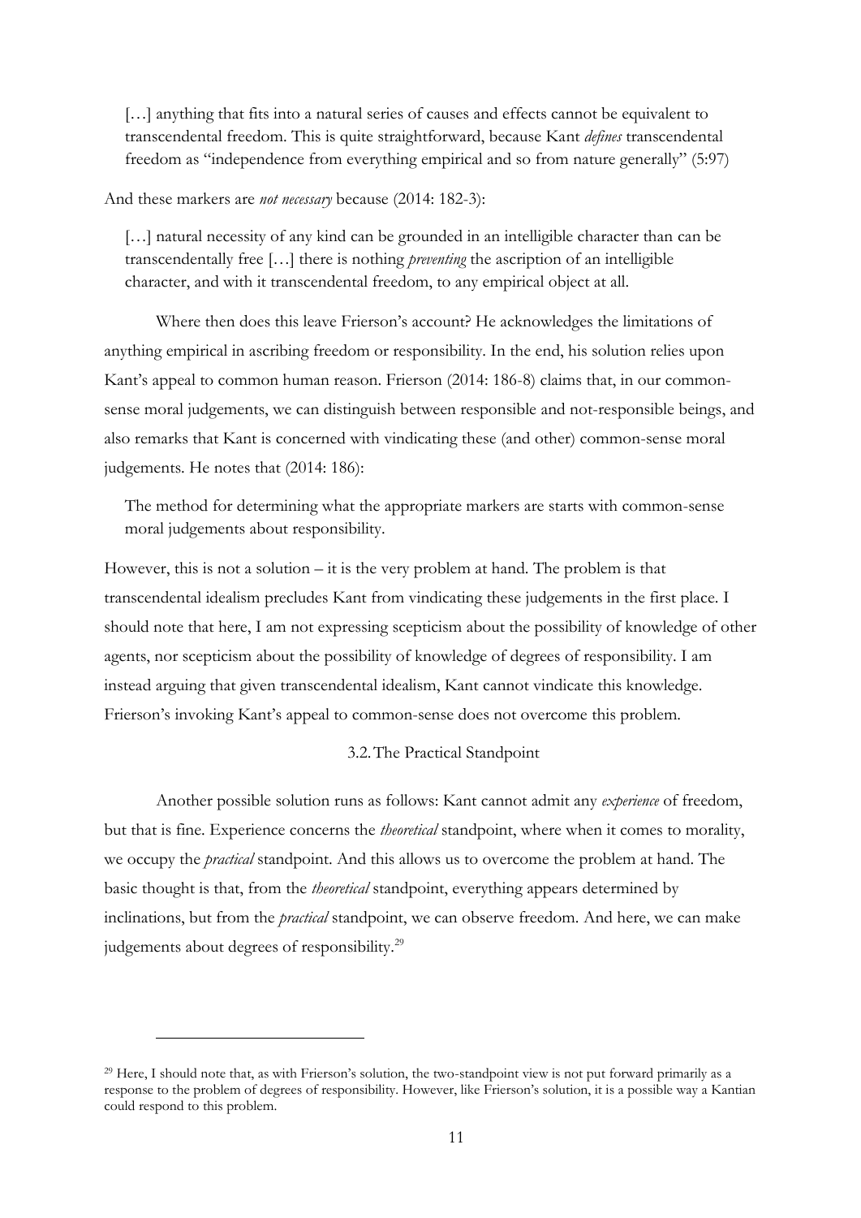> […] anything that fits into a natural series of causes and effects cannot be equivalent to transcendental freedom. This is quite straightforward, because Kant *defines* transcendental freedom as "independence from everything empirical and so from nature generally" (5:97)

And these markers are *not necessary* because (2014: 182-3):

> […] natural necessity of any kind can be grounded in an intelligible character than can be transcendentally free […] there is nothing *preventing* the ascription of an intelligible character, and with it transcendental freedom, to any empirical object at all.

Where then does this leave Frierson's account? He acknowledges the limitations of anything empirical in ascribing freedom or responsibility. In the end, his solution relies upon Kant's appeal to common human reason. Frierson (2014: 186-8) claims that, in our common-sense moral judgements, we can distinguish between responsible and not-responsible beings, and also remarks that Kant is concerned with vindicating these (and other) common-sense moral judgements. He notes that (2014: 186):

> The method for determining what the appropriate markers are starts with common-sense moral judgements about responsibility.

However, this is not a solution – it is the very problem at hand. The problem is that transcendental idealism precludes Kant from vindicating these judgements in the first place. I should note that here, I am not expressing scepticism about the possibility of knowledge of other agents, nor scepticism about the possibility of knowledge of degrees of responsibility. I am instead arguing that given transcendental idealism, Kant cannot vindicate this knowledge. Frierson's invoking Kant's appeal to common-sense does not overcome this problem.

### 3.2. The Practical Standpoint

Another possible solution runs as follows: Kant cannot admit any *experience* of freedom, but that is fine. Experience concerns the *theoretical* standpoint, where when it comes to morality, we occupy the *practical* standpoint. And this allows us to overcome the problem at hand. The basic thought is that, from the *theoretical* standpoint, everything appears determined by inclinations, but from the *practical* standpoint, we can observe freedom. And here, we can make judgements about degrees of responsibility.[29]

[29] Here, I should note that, as with Frierson's solution, the two-standpoint view is not put forward primarily as a response to the problem of degrees of responsibility. However, like Frierson's solution, it is a possible way a Kantian could respond to this problem.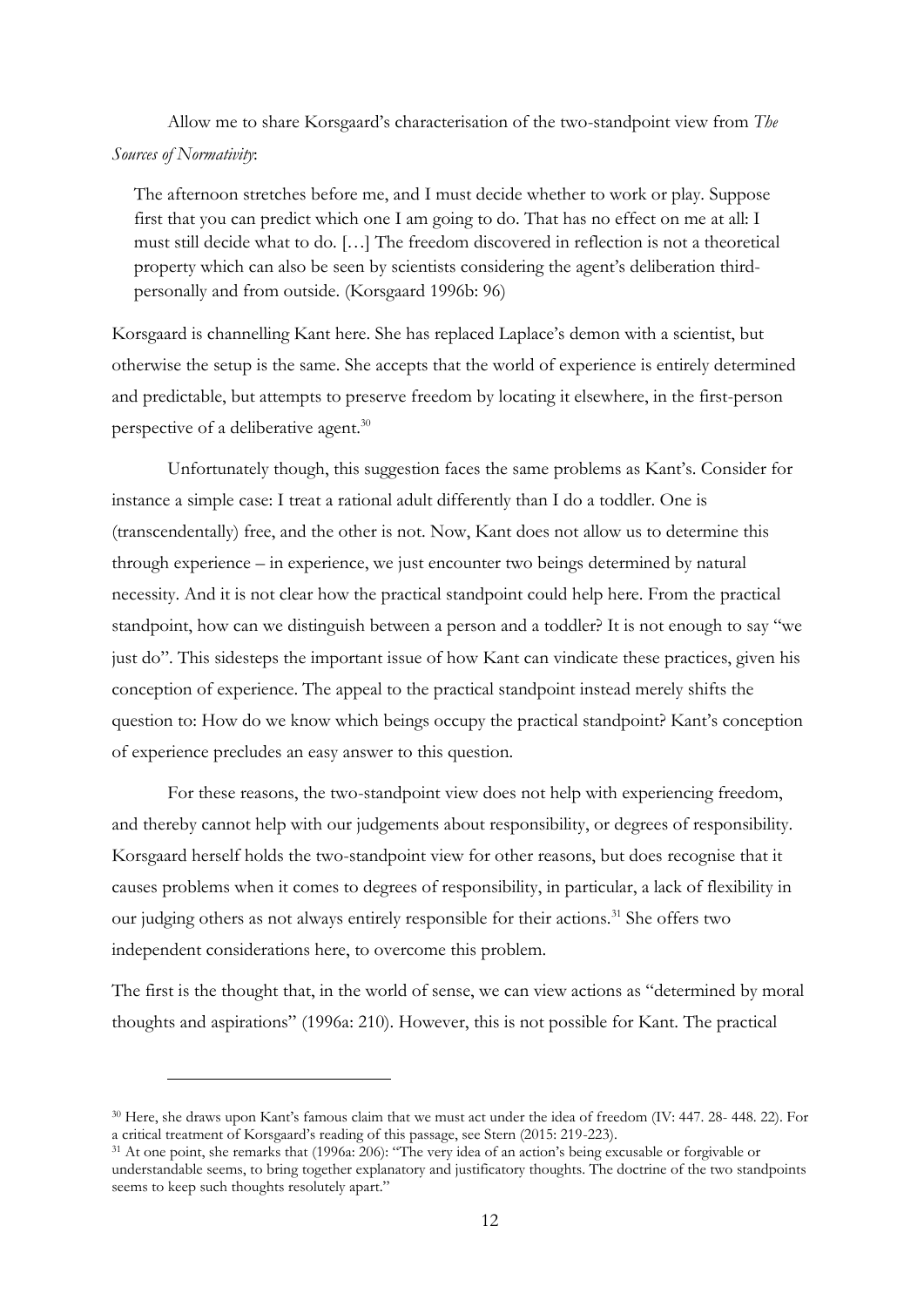Allow me to share Korsgaard's characterisation of the two-standpoint view from *The Sources of Normativity*:

> The afternoon stretches before me, and I must decide whether to work or play. Suppose first that you can predict which one I am going to do. That has no effect on me at all: I must still decide what to do. […] The freedom discovered in reflection is not a theoretical property which can also be seen by scientists considering the agent's deliberation third-personally and from outside. (Korsgaard 1996b: 96)

Korsgaard is channelling Kant here. She has replaced Laplace's demon with a scientist, but otherwise the setup is the same. She accepts that the world of experience is entirely determined and predictable, but attempts to preserve freedom by locating it elsewhere, in the first-person perspective of a deliberative agent.[30]

Unfortunately though, this suggestion faces the same problems as Kant's. Consider for instance a simple case: I treat a rational adult differently than I do a toddler. One is (transcendentally) free, and the other is not. Now, Kant does not allow us to determine this through experience – in experience, we just encounter two beings determined by natural necessity. And it is not clear how the practical standpoint could help here. From the practical standpoint, how can we distinguish between a person and a toddler? It is not enough to say "we just do". This sidesteps the important issue of how Kant can vindicate these practices, given his conception of experience. The appeal to the practical standpoint instead merely shifts the question to: How do we know which beings occupy the practical standpoint? Kant's conception of experience precludes an easy answer to this question.

For these reasons, the two-standpoint view does not help with experiencing freedom, and thereby cannot help with our judgements about responsibility, or degrees of responsibility. Korsgaard herself holds the two-standpoint view for other reasons, but does recognise that it causes problems when it comes to degrees of responsibility, in particular, a lack of flexibility in our judging others as not always entirely responsible for their actions.[31] She offers two independent considerations here, to overcome this problem.

The first is the thought that, in the world of sense, we can view actions as "determined by moral thoughts and aspirations" (1996a: 210). However, this is not possible for Kant. The practical

---

[30] Here, she draws upon Kant's famous claim that we must act under the idea of freedom (IV: 447. 28- 448. 22). For a critical treatment of Korsgaard's reading of this passage, see Stern (2015: 219-223).

[31] At one point, she remarks that (1996a: 206): "The very idea of an action's being excusable or forgivable or understandable seems, to bring together explanatory and justificatory thoughts. The doctrine of the two standpoints seems to keep such thoughts resolutely apart."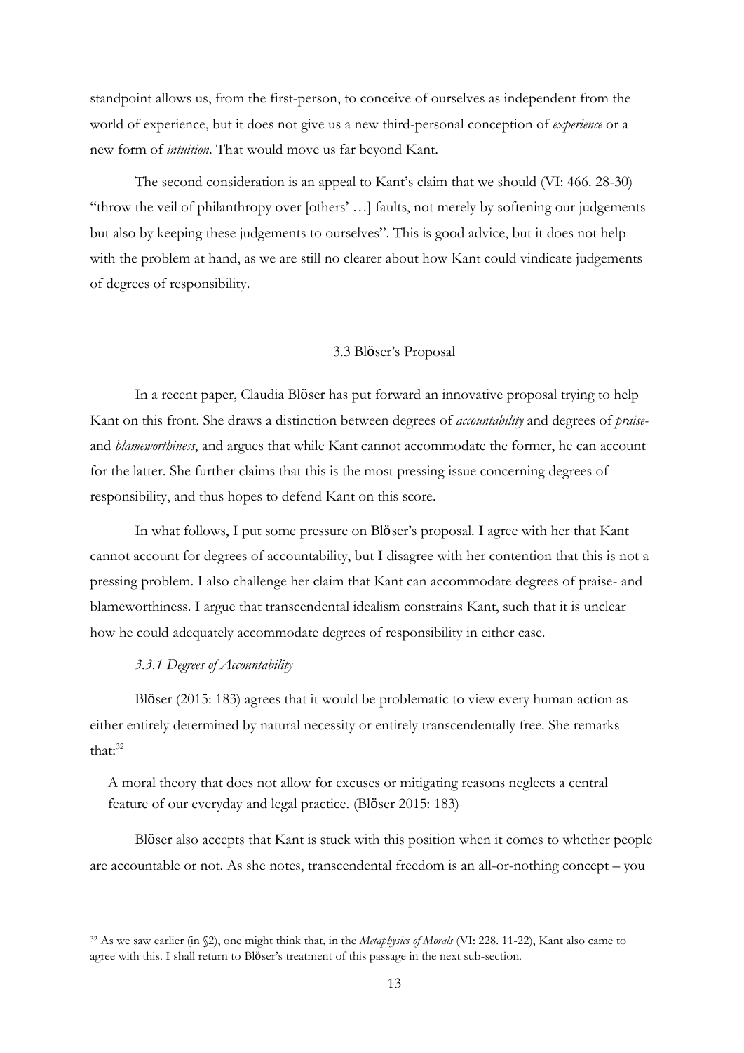standpoint allows us, from the first-person, to conceive of ourselves as independent from the world of experience, but it does not give us a new third-personal conception of *experience* or a new form of *intuition*. That would move us far beyond Kant.

The second consideration is an appeal to Kant's claim that we should (VI: 466. 28-30) "throw the veil of philanthropy over [others' …] faults, not merely by softening our judgements but also by keeping these judgements to ourselves". This is good advice, but it does not help with the problem at hand, as we are still no clearer about how Kant could vindicate judgements of degrees of responsibility.

### 3.3 Blöser's Proposal

In a recent paper, Claudia Blöser has put forward an innovative proposal trying to help Kant on this front. She draws a distinction between degrees of *accountability* and degrees of *praise-* and *blameworthiness*, and argues that while Kant cannot accommodate the former, he can account for the latter. She further claims that this is the most pressing issue concerning degrees of responsibility, and thus hopes to defend Kant on this score.

In what follows, I put some pressure on Blöser's proposal. I agree with her that Kant cannot account for degrees of accountability, but I disagree with her contention that this is not a pressing problem. I also challenge her claim that Kant can accommodate degrees of praise- and blameworthiness. I argue that transcendental idealism constrains Kant, such that it is unclear how he could adequately accommodate degrees of responsibility in either case.

#### *3.3.1 Degrees of Accountability*

Blöser (2015: 183) agrees that it would be problematic to view every human action as either entirely determined by natural necessity or entirely transcendentally free. She remarks that:[32]

> A moral theory that does not allow for excuses or mitigating reasons neglects a central feature of our everyday and legal practice. (Blöser 2015: 183)

Blöser also accepts that Kant is stuck with this position when it comes to whether people are accountable or not. As she notes, transcendental freedom is an all-or-nothing concept – you

[32] As we saw earlier (in §2), one might think that, in the *Metaphysics of Morals* (VI: 228. 11-22), Kant also came to agree with this. I shall return to Blöser's treatment of this passage in the next sub-section.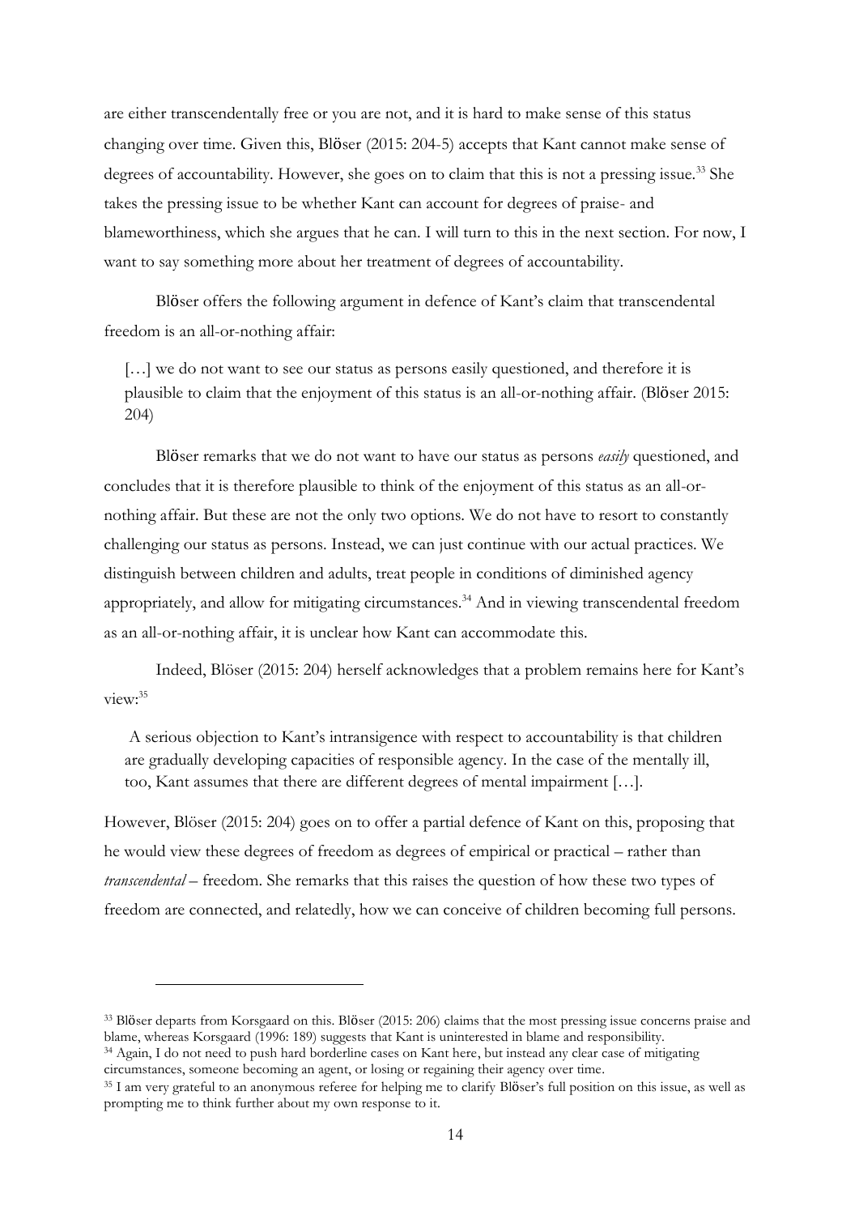are either transcendentally free or you are not, and it is hard to make sense of this status changing over time. Blöser (2015: 204-5) accepts that Kant cannot make sense of degrees of accountability. However, she goes on to claim that this is not a pressing issue.[33] She takes the pressing issue to be whether Kant can account for degrees of praise- and blameworthiness, which she argues that he can. I will turn to this in the next section. For now, I want to say something more about her treatment of degrees of accountability.

Blöser offers the following argument in defence of Kant's claim that transcendental freedom is an all-or-nothing affair:

> […] we do not want to see our status as persons easily questioned, and therefore it is plausible to claim that the enjoyment of this status is an all-or-nothing affair. (Blöser 2015: 204)

Blöser remarks that we do not want to have our status as persons *easily* questioned, and concludes that it is therefore plausible to think of the enjoyment of this status as an all-or-nothing affair. But these are not the only two options. We do not have to resort to constantly challenging our status as persons. Instead, we can just continue with our actual practices. We distinguish between children and adults, treat people in conditions of diminished agency appropriately, and allow for mitigating circumstances.[34] And in viewing transcendental freedom as an all-or-nothing affair, it is unclear how Kant can accommodate this.

Indeed, Blöser (2015: 204) herself acknowledges that a problem remains here for Kant's view:[35]

> A serious objection to Kant's intransigence with respect to accountability is that children are gradually developing capacities of responsible agency. In the case of the mentally ill, too, Kant assumes that there are different degrees of mental impairment […].

However, Blöser (2015: 204) goes on to offer a partial defence of Kant on this, proposing that he would view these degrees of freedom as degrees of empirical or practical – rather than *transcendental* – freedom. She remarks that this raises the question of how these two types of freedom are connected, and relatedly, how we can conceive of children becoming full persons.

---

[33] Blöser departs from Korsgaard on this. Blöser (2015: 206) claims that the most pressing issue concerns praise and blame, whereas Korsgaard (1996: 189) suggests that Kant is uninterested in blame and responsibility.

[34] Again, I do not need to push hard borderline cases on Kant here, but instead any clear case of mitigating circumstances, someone becoming an agent, or losing or regaining their agency over time.

[35] I am very grateful to an anonymous referee for helping me to clarify Blöser's full position on this issue, as well as prompting me to think further about my own response to it.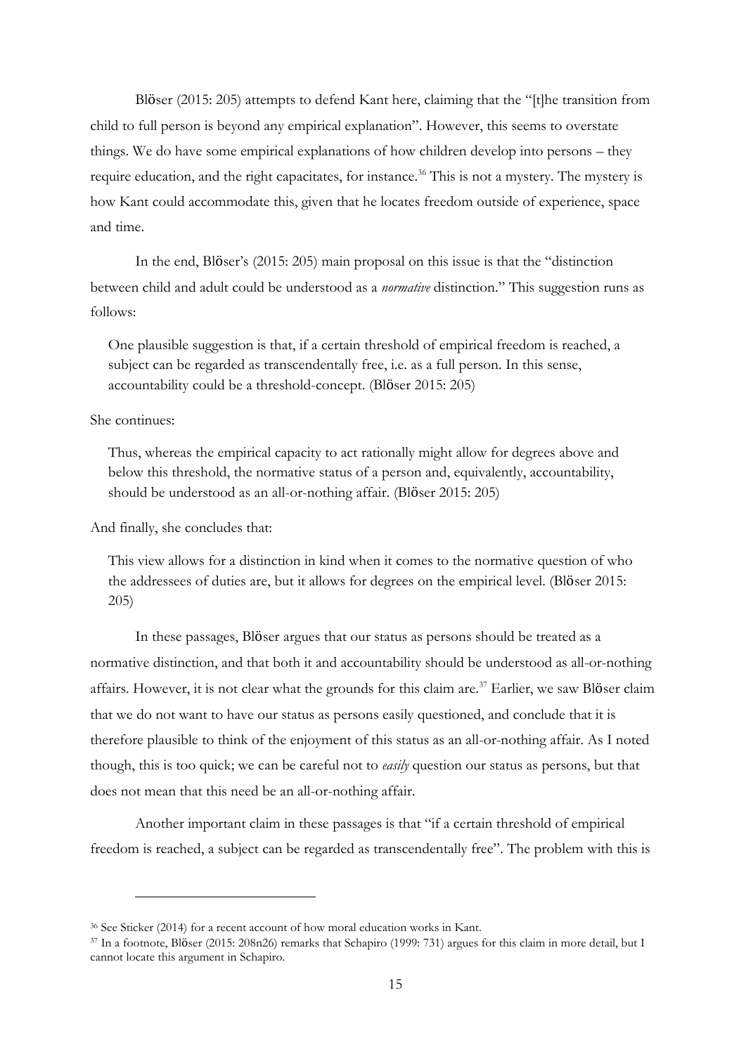Blöser (2015: 205) attempts to defend Kant here, claiming that the "[t]he transition from child to full person is beyond any empirical explanation". However, this seems to overstate things. We do have some empirical explanations of how children develop into persons – they require education, and the right capacitates, for instance.[36] This is not a mystery. The mystery is how Kant could accommodate this, given that he locates freedom outside of experience, space and time.

In the end, Blöser's (2015: 205) main proposal on this issue is that the "distinction between child and adult could be understood as a *normative* distinction." This suggestion runs as follows:

> One plausible suggestion is that, if a certain threshold of empirical freedom is reached, a subject can be regarded as transcendentally free, i.e. as a full person. In this sense, accountability could be a threshold-concept. (Blöser 2015: 205)

She continues:

> Thus, whereas the empirical capacity to act rationally might allow for degrees above and below this threshold, the normative status of a person and, equivalently, accountability, should be understood as an all-or-nothing affair. (Blöser 2015: 205)

And finally, she concludes that:

> This view allows for a distinction in kind when it comes to the normative question of who the addressees of duties are, but it allows for degrees on the empirical level. (Blöser 2015: 205)

In these passages, Blöser argues that our status as persons should be treated as a normative distinction, and that both it and accountability should be understood as all-or-nothing affairs. However, it is not clear what the grounds for this claim are.[37] Earlier, we saw Blöser claim that we do not want to have our status as persons easily questioned, and conclude that it is therefore plausible to think of the enjoyment of this status as an all-or-nothing affair. As I noted though, this is too quick; we can be careful not to *easily* question our status as persons, but that does not mean that this need be an all-or-nothing affair.

Another important claim in these passages is that "if a certain threshold of empirical freedom is reached, a subject can be regarded as transcendentally free". The problem with this is

---

[36] See Sticker (2014) for a recent account of how moral education works in Kant.

[37] In a footnote, Blöser (2015: 208n26) remarks that Schapiro (1999: 731) argues for this claim in more detail, but I cannot locate this argument in Schapiro.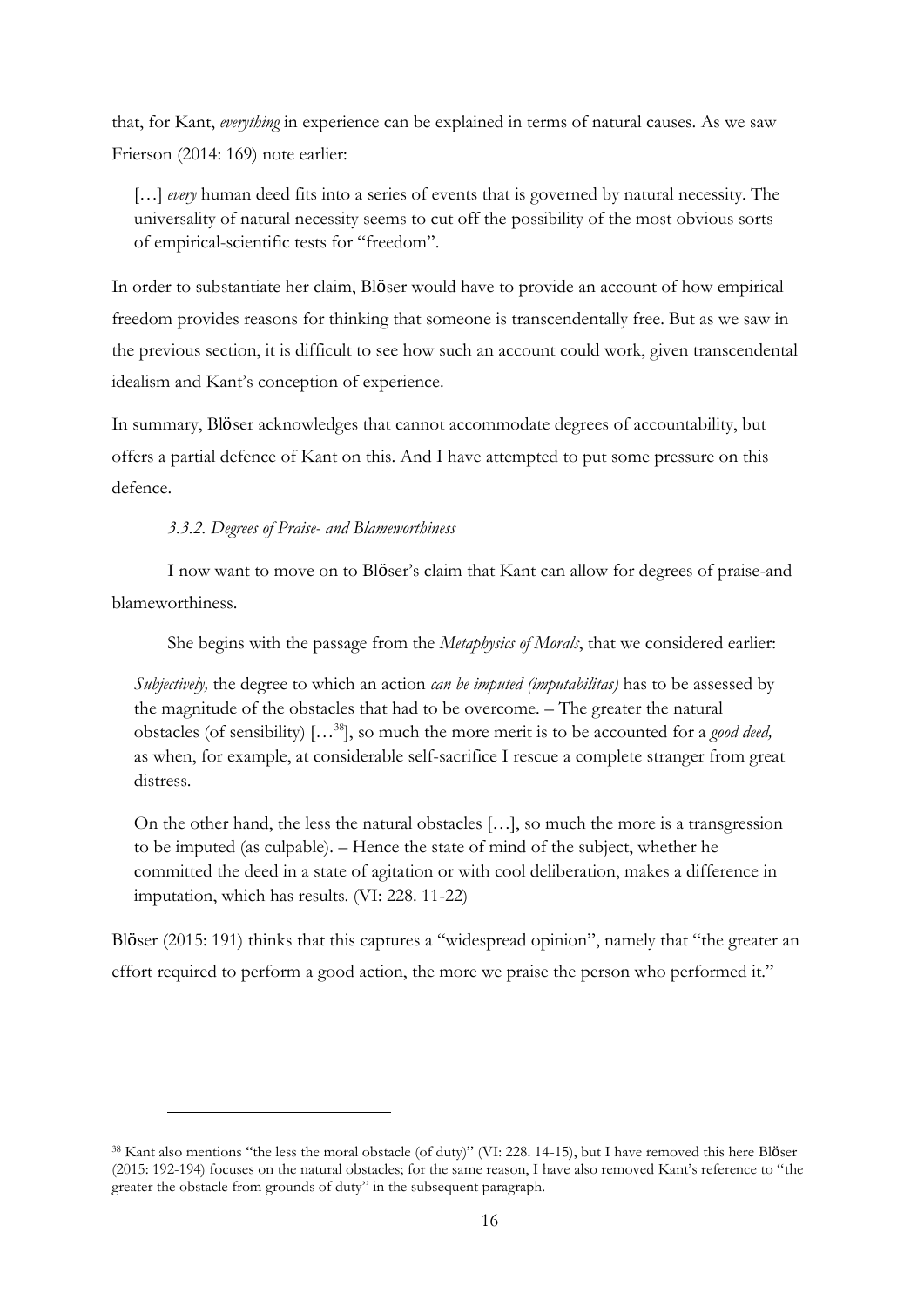that, for Kant, *everything* in experience can be explained in terms of natural causes. As we saw Frierson (2014: 169) note earlier:

> […] *every* human deed fits into a series of events that is governed by natural necessity. The universality of natural necessity seems to cut off the possibility of the most obvious sorts of empirical-scientific tests for "freedom".

In order to substantiate her claim, Blöser would have to provide an account of how empirical freedom provides reasons for thinking that someone is transcendentally free. But as we saw in the previous section, it is difficult to see how such an account could work, given transcendental idealism and Kant's conception of experience.

In summary, Blöser acknowledges that cannot accommodate degrees of accountability, but offers a partial defence of Kant on this. And I have attempted to put some pressure on this defence.

#### *3.3.2. Degrees of Praise- and Blameworthiness*

I now want to move on to Blöser's claim that Kant can allow for degrees of praise-and blameworthiness.

She begins with the passage from the *Metaphysics of Morals*, that we considered earlier:

> *Subjectively,* the degree to which an action *can be imputed (imputabilitas)* has to be assessed by the magnitude of the obstacles that had to be overcome. – The greater the natural obstacles (of sensibility) […[38]], so much the more merit is to be accounted for a *good deed,* as when, for example, at considerable self-sacrifice I rescue a complete stranger from great distress.
>
> On the other hand, the less the natural obstacles […], so much the more is a transgression to be imputed (as culpable). – Hence the state of mind of the subject, whether he committed the deed in a state of agitation or with cool deliberation, makes a difference in imputation, which has results. (VI: 228. 11-22)

Blöser (2015: 191) thinks that this captures a "widespread opinion", namely that "the greater an effort required to perform a good action, the more we praise the person who performed it."

---

[38] Kant also mentions "the less the moral obstacle (of duty)" (VI: 228. 14-15), but I have removed this here Blöser (2015: 192-194) focuses on the natural obstacles; for the same reason, I have also removed Kant's reference to "the greater the obstacle from grounds of duty" in the subsequent paragraph.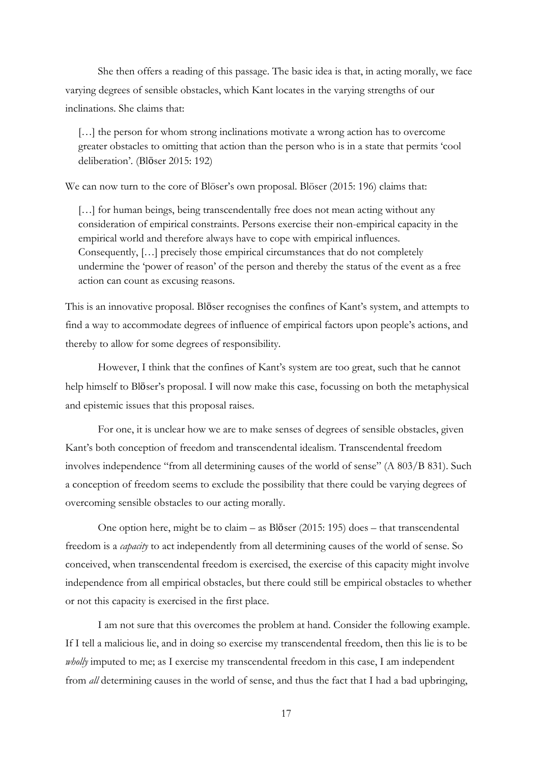She then offers a reading of this passage. The basic idea is that, in acting morally, we face varying degrees of sensible obstacles, which Kant locates in the varying strengths of our inclinations. She claims that:

> […] the person for whom strong inclinations motivate a wrong action has to overcome greater obstacles to omitting that action than the person who is in a state that permits 'cool deliberation'. (Blöser 2015: 192)

We can now turn to the core of Blöser's own proposal. Blöser (2015: 196) claims that:

> […] for human beings, being transcendentally free does not mean acting without any consideration of empirical constraints. Persons exercise their non-empirical capacity in the empirical world and therefore always have to cope with empirical influences. Consequently, […] precisely those empirical circumstances that do not completely undermine the 'power of reason' of the person and thereby the status of the event as a free action can count as excusing reasons.

This is an innovative proposal. Blöser recognises the confines of Kant's system, and attempts to find a way to accommodate degrees of influence of empirical factors upon people's actions, and thereby to allow for some degrees of responsibility.

However, I think that the confines of Kant's system are too great, such that he cannot help himself to Blöser's proposal. I will now make this case, focussing on both the metaphysical and epistemic issues that this proposal raises.

For one, it is unclear how we are to make senses of degrees of sensible obstacles, given Kant's both conception of freedom and transcendental idealism. Transcendental freedom involves independence "from all determining causes of the world of sense" (A 803/B 831). Such a conception of freedom seems to exclude the possibility that there could be varying degrees of overcoming sensible obstacles to our acting morally.

One option here, might be to claim – as Blöser (2015: 195) does – that transcendental freedom is a *capacity* to act independently from all determining causes of the world of sense. So conceived, when transcendental freedom is exercised, the exercise of this capacity might involve independence from all empirical obstacles, but there could still be empirical obstacles to whether or not this capacity is exercised in the first place.

I am not sure that this overcomes the problem at hand. Consider the following example. If I tell a malicious lie, and in doing so exercise my transcendental freedom, then this lie is to be *wholly* imputed to me; as I exercise my transcendental freedom in this case, I am independent from *all* determining causes in the world of sense, and thus the fact that I had a bad upbringing,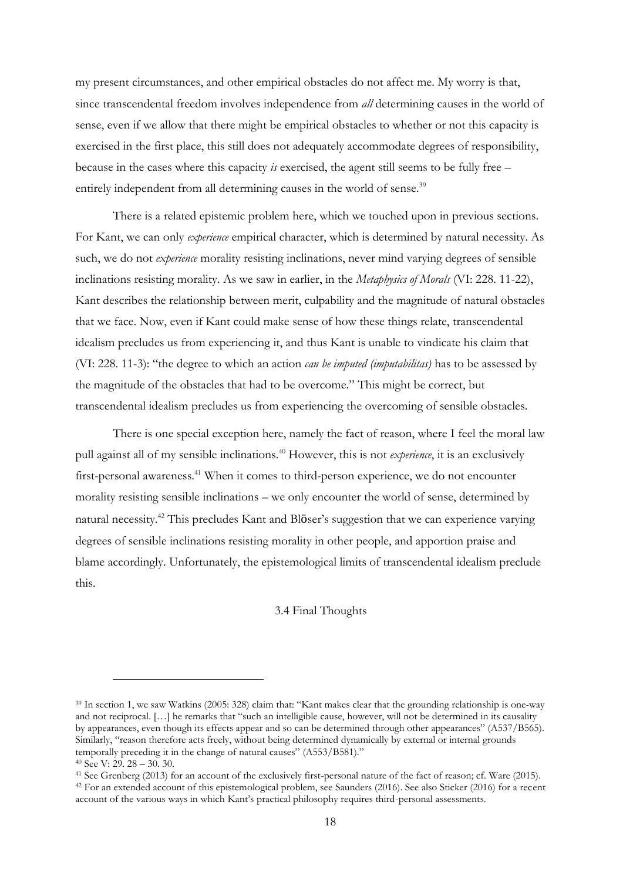my present circumstances, and other empirical obstacles do not affect me. My worry is that, since transcendental freedom involves independence from *all* determining causes in the world of sense, even if we allow that there might be empirical obstacles to whether or not this capacity is exercised in the first place, this still does not adequately accommodate degrees of responsibility, because in the cases where this capacity *is* exercised, the agent still seems to be fully free – entirely independent from all determining causes in the world of sense.[39]

There is a related epistemic problem here, which we touched upon in previous sections. For Kant, we can only *experience* empirical character, which is determined by natural necessity. As such, we do not *experience* morality resisting inclinations, never mind varying degrees of sensible inclinations resisting morality. As we saw in earlier, in the *Metaphysics of Morals* (VI: 228. 11-22), Kant describes the relationship between merit, culpability and the magnitude of natural obstacles that we face. Now, even if Kant could make sense of how these things relate, transcendental idealism precludes us from experiencing it, and thus Kant is unable to vindicate his claim that (VI: 228. 11-3): "the degree to which an action *can be imputed (imputabilitas)* has to be assessed by the magnitude of the obstacles that had to be overcome." This might be correct, but transcendental idealism precludes us from experiencing the overcoming of sensible obstacles.

There is one special exception here, namely the fact of reason, where I feel the moral law pull against all of my sensible inclinations.[40] However, this is not *experience*, it is an exclusively first-personal awareness.[41] When it comes to third-person experience, we do not encounter morality resisting sensible inclinations – we only encounter the world of sense, determined by natural necessity.[42] This precludes Kant and Blöser's suggestion that we can experience varying degrees of sensible inclinations resisting morality in other people, and apportion praise and blame accordingly. Unfortunately, the epistemological limits of transcendental idealism preclude this.

### 3.4 Final Thoughts

---

[39] In section 1, we saw Watkins (2005: 328) claim that: "Kant makes clear that the grounding relationship is one-way and not reciprocal. […] he remarks that "such an intelligible cause, however, will not be determined in its causality by appearances, even though its effects appear and so can be determined through other appearances" (A537/B565). Similarly, "reason therefore acts freely, without being determined dynamically by external or internal grounds temporally preceding it in the change of natural causes" (A553/B581)."

[40] See V: 29. 28 – 30. 30.

[41] See Grenberg (2013) for an account of the exclusively first-personal nature of the fact of reason; cf. Ware (2015).

[42] For an extended account of this epistemological problem, see Saunders (2016). See also Sticker (2016) for a recent account of the various ways in which Kant's practical philosophy requires third-personal assessments.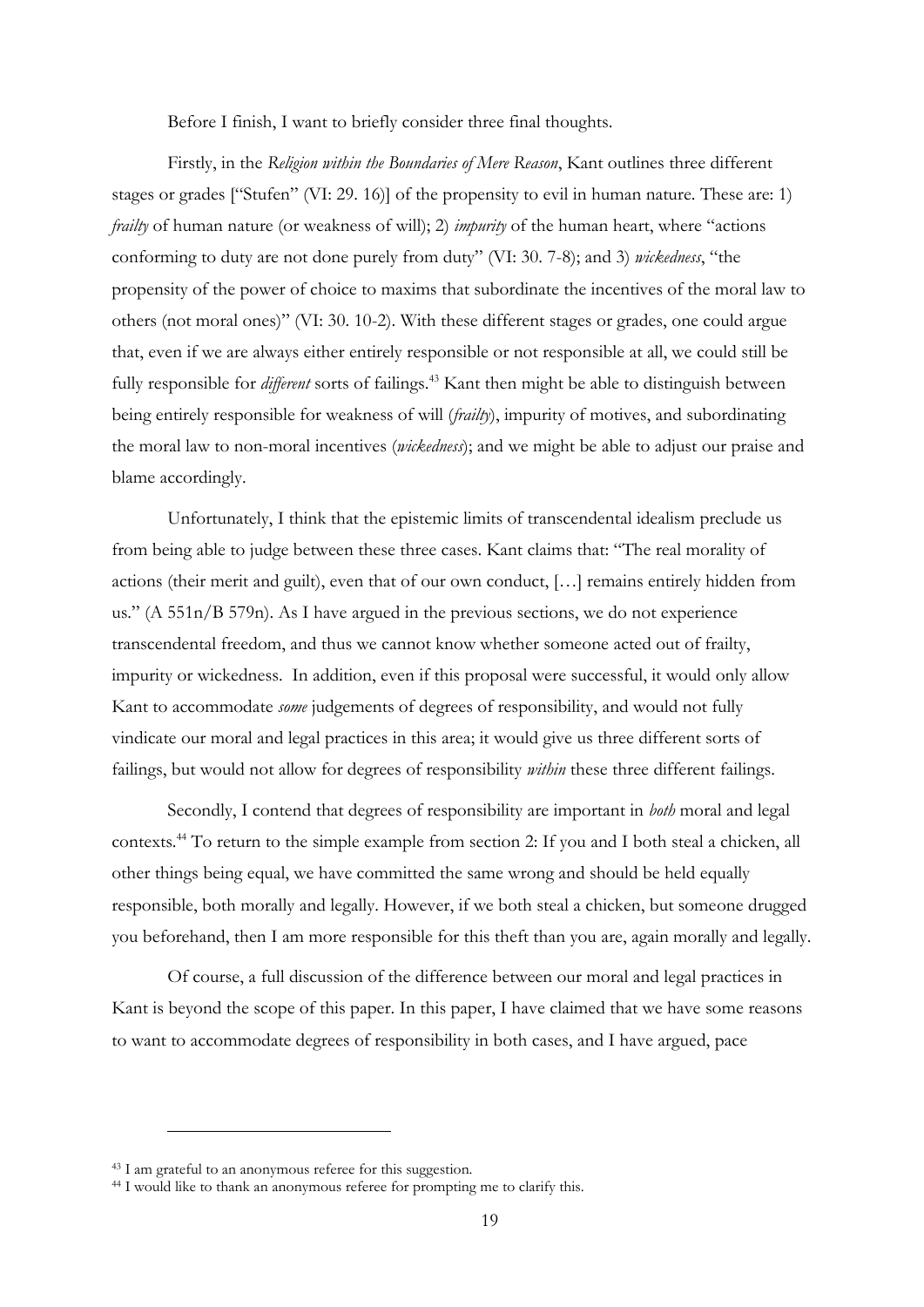Before I finish, I want to briefly consider three final thoughts.

Firstly, in the *Religion within the Boundaries of Mere Reason*, Kant outlines three different stages or grades ["Stufen" (VI: 29. 16)] of the propensity to evil in human nature. These are: 1) *frailty* of human nature (or weakness of will); 2) *impurity* of the human heart, where "actions conforming to duty are not done purely from duty" (VI: 30. 7-8); and 3) *wickedness*, "the propensity of the power of choice to maxims that subordinate the incentives of the moral law to others (not moral ones)" (VI: 30. 10-2). With these different stages or grades, one could argue that, even if we are always either entirely responsible or not responsible at all, we could still be fully responsible for *different* sorts of failings.[43] Kant then might be able to distinguish between being entirely responsible for weakness of will (*frailty*), impurity of motives, and subordinating the moral law to non-moral incentives (*wickedness*); and we might be able to adjust our praise and blame accordingly.

Unfortunately, I think that the epistemic limits of transcendental idealism preclude us from being able to judge between these three cases. Kant claims that: "The real morality of actions (their merit and guilt), even that of our own conduct, […] remains entirely hidden from us." (A 551n/B 579n). As I have argued in the previous sections, we do not experience transcendental freedom, and thus we cannot know whether someone acted out of frailty, impurity or wickedness. In addition, even if this proposal were successful, it would only allow Kant to accommodate *some* judgements of degrees of responsibility, and would not fully vindicate our moral and legal practices in this area; it would give us three different sorts of failings, but would not allow for degrees of responsibility *within* these three different failings.

Secondly, I contend that degrees of responsibility are important in *both* moral and legal contexts.[44] To return to the simple example from section 2: If you and I both steal a chicken, all other things being equal, we have committed the same wrong and should be held equally responsible, both morally and legally. However, if we both steal a chicken, but someone drugged you beforehand, then I am more responsible for this theft than you are, again morally and legally.

Of course, a full discussion of the difference between our moral and legal practices in Kant is beyond the scope of this paper. In this paper, I have claimed that we have some reasons to want to accommodate degrees of responsibility in both cases, and I have argued, pace

---

[43] I am grateful to an anonymous referee for this suggestion.

[44] I would like to thank an anonymous referee for prompting me to clarify this.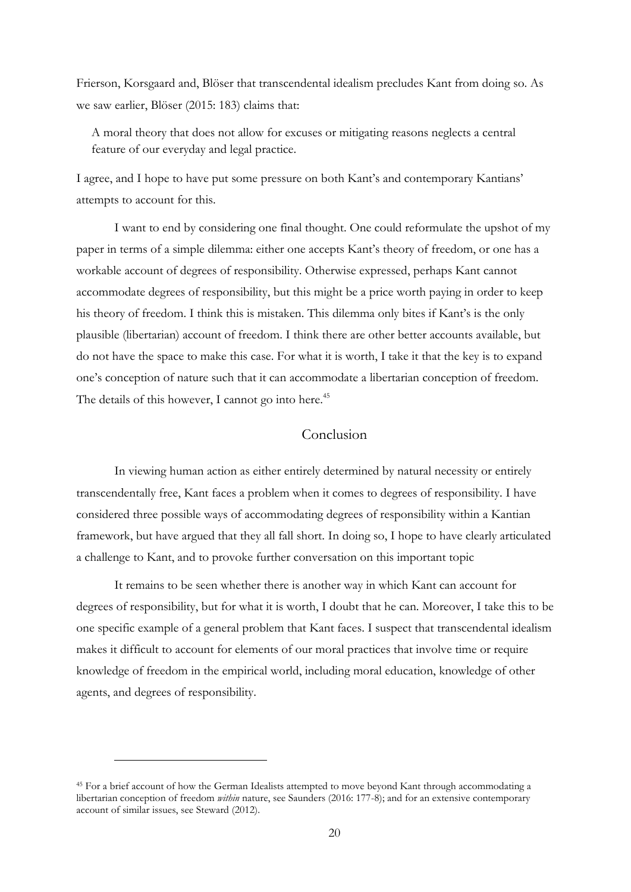Frierson, Korsgaard and, Blöser that transcendental idealism precludes Kant from doing so. As we saw earlier, Blöser (2015: 183) claims that:

> A moral theory that does not allow for excuses or mitigating reasons neglects a central feature of our everyday and legal practice.

I agree, and I hope to have put some pressure on both Kant's and contemporary Kantians' attempts to account for this.

I want to end by considering one final thought. One could reformulate the upshot of my paper in terms of a simple dilemma: either one accepts Kant's theory of freedom, or one has a workable account of degrees of responsibility. Otherwise expressed, perhaps Kant cannot accommodate degrees of responsibility, but this might be a price worth paying in order to keep his theory of freedom. I think this is mistaken. This dilemma only bites if Kant's is the only plausible (libertarian) account of freedom. I think there are other better accounts available, but do not have the space to make this case. For what it is worth, I take it that the key is to expand one's conception of nature such that it can accommodate a libertarian conception of freedom. The details of this however, I cannot go into here.[45]

## Conclusion

In viewing human action as either entirely determined by natural necessity or entirely transcendentally free, Kant faces a problem when it comes to degrees of responsibility. I have considered three possible ways of accommodating degrees of responsibility within a Kantian framework, but have argued that they all fall short. In doing so, I hope to have clearly articulated a challenge to Kant, and to provoke further conversation on this important topic

It remains to be seen whether there is another way in which Kant can account for degrees of responsibility, but for what it is worth, I doubt that he can. Moreover, I take this to be one specific example of a general problem that Kant faces. I suspect that transcendental idealism makes it difficult to account for elements of our moral practices that involve time or require knowledge of freedom in the empirical world, including moral education, knowledge of other agents, and degrees of responsibility.

---

[45] For a brief account of how the German Idealists attempted to move beyond Kant through accommodating a libertarian conception of freedom *within* nature, see Saunders (2016: 177-8); and for an extensive contemporary account of similar issues, see Steward (2012).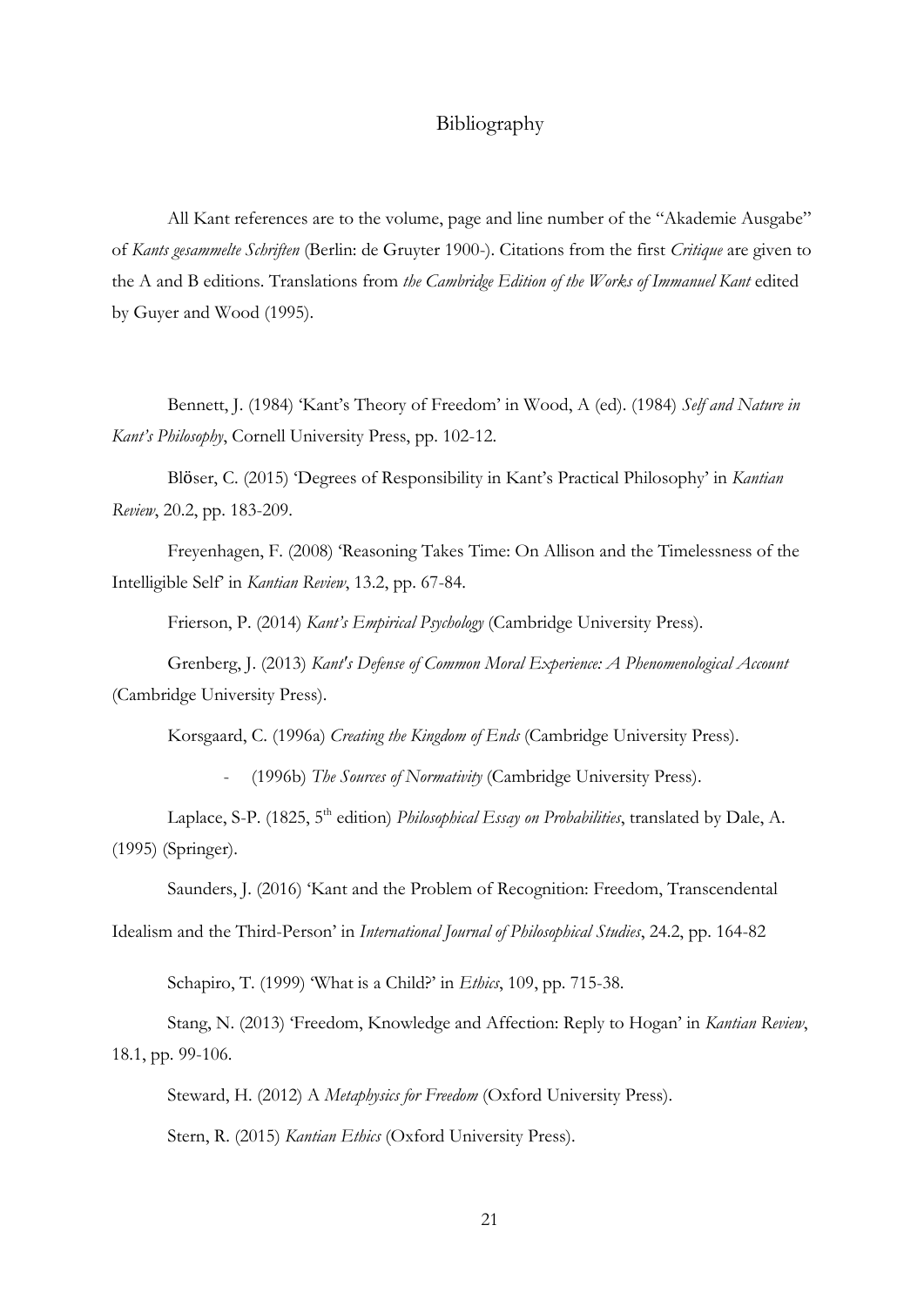# Bibliography

All Kant references are to the volume, page and line number of the "Akademie Ausgabe" of *Kants gesammelte Schriften* (Berlin: de Gruyter 1900-). Citations from the first *Critique* are given to the A and B editions. Translations from *the Cambridge Edition of the Works of Immanuel Kant* edited by Guyer and Wood (1995).

Bennett, J. (1984) 'Kant's Theory of Freedom' in Wood, A (ed). (1984) *Self and Nature in Kant's Philosophy*, Cornell University Press, pp. 102-12.

Blöser, C. (2015) 'Degrees of Responsibility in Kant's Practical Philosophy' in *Kantian Review*, 20.2, pp. 183-209.

Freyenhagen, F. (2008) 'Reasoning Takes Time: On Allison and the Timelessness of the Intelligible Self' in *Kantian Review*, 13.2, pp. 67-84.

Frierson, P. (2014) *Kant's Empirical Psychology* (Cambridge University Press).

Grenberg, J. (2013) *Kant's Defense of Common Moral Experience: A Phenomenological Account* (Cambridge University Press).

Korsgaard, C. (1996a) *Creating the Kingdom of Ends* (Cambridge University Press).

- (1996b) *The Sources of Normativity* (Cambridge University Press).

Laplace, S-P. (1825, 5th edition) *Philosophical Essay on Probabilities*, translated by Dale, A. (1995) (Springer).

Saunders, J. (2016) 'Kant and the Problem of Recognition: Freedom, Transcendental Idealism and the Third-Person' in *International Journal of Philosophical Studies*, 24.2, pp. 164-82

Schapiro, T. (1999) 'What is a Child?' in *Ethics*, 109, pp. 715-38.

Stang, N. (2013) 'Freedom, Knowledge and Affection: Reply to Hogan' in *Kantian Review*, 18.1, pp. 99-106.

Steward, H. (2012) A *Metaphysics for Freedom* (Oxford University Press).

Stern, R. (2015) *Kantian Ethics* (Oxford University Press).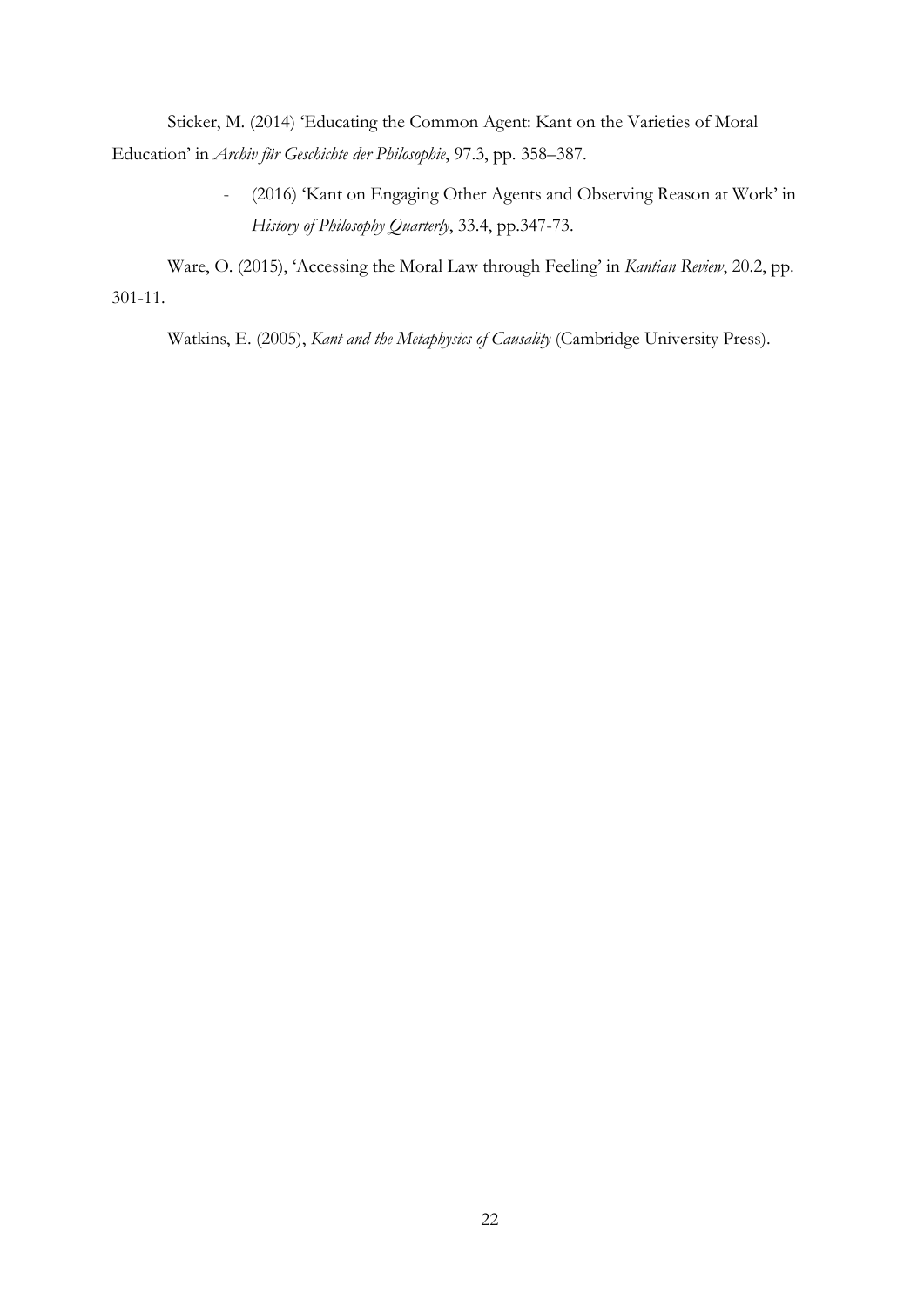Sticker, M. (2014) 'Educating the Common Agent: Kant on the Varieties of Moral Education' in *Archiv für Geschichte der Philosophie*, 97.3, pp. 358–387.

- (2016) 'Kant on Engaging Other Agents and Observing Reason at Work' in *History of Philosophy Quarterly*, 33.4, pp.347-73.

Ware, O. (2015), 'Accessing the Moral Law through Feeling' in *Kantian Review*, 20.2, pp. 301-11.

Watkins, E. (2005), *Kant and the Metaphysics of Causality* (Cambridge University Press).